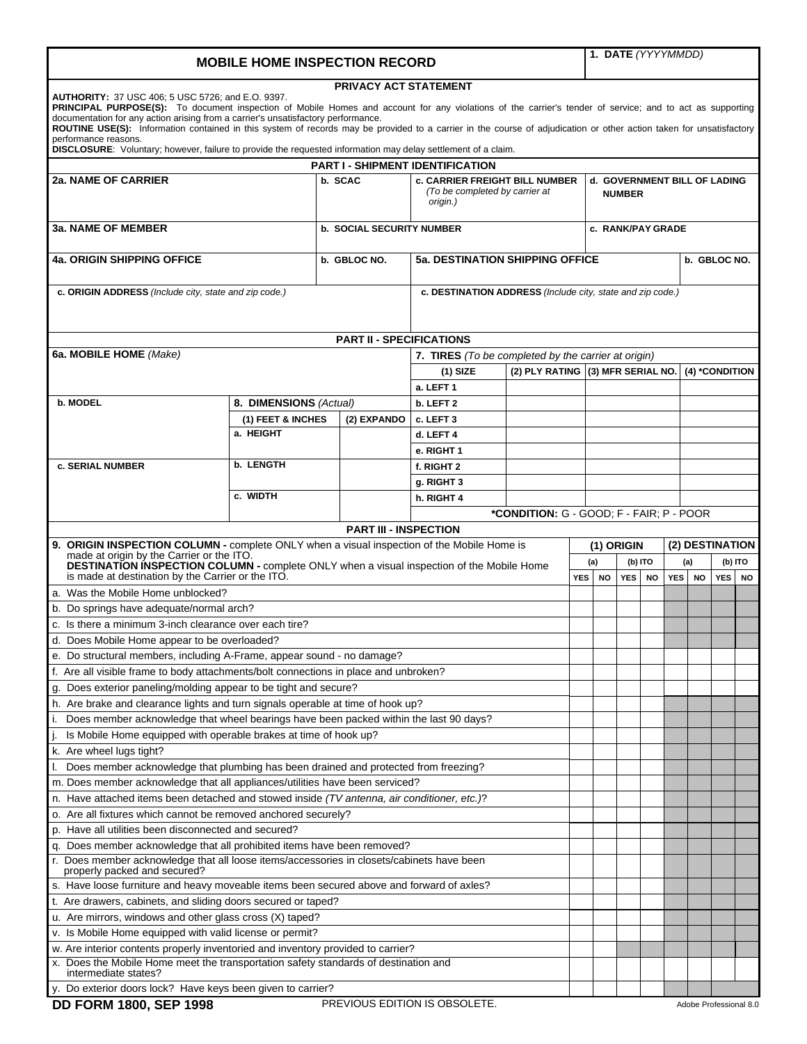# MOBILE HOME INSPECTION RECORD

**1. DATE** *(YYYYMMDD)*

## PRIVACY ACT STATEMENT

**AUTHORITY:** 37 USC 406; 5 USC 5726; and E.O. 9397.

**PRINCIPAL PURPOSE(S):** To document inspection of Mobile Homes and account for any violations of the carrier's tender of service; and to act as supporting documentation for any action arising from a carrier's unsatisfactory performance.

**ROUTINE USE(S):** Information contained in this system of records may be provided to a carrier in the course of adjudication or other action taken for unsatisfactory performance reasons.

**DISCLOSURE**: Voluntary; however, failure to provide the requested information may delay settlement of a claim.

## PART I - SHIPMENT IDENTIFICATION

| | | | |
|---|---|---|---|
| **2a. NAME OF CARRIER** | **b. SCAC** | **c. CARRIER FREIGHT BILL NUMBER** *(To be completed by carrier at origin.)* | **d. GOVERNMENT BILL OF LADING NUMBER** |
| **3a. NAME OF MEMBER** | **b. SOCIAL SECURITY NUMBER** | | **c. RANK/PAY GRADE** |
| **4a. ORIGIN SHIPPING OFFICE** | **b. GBLOC NO.** | **5a. DESTINATION SHIPPING OFFICE** | **b. GBLOC NO.** |
| **c. ORIGIN ADDRESS** *(Include city, state and zip code.)* | | **c. DESTINATION ADDRESS** *(Include city, state and zip code.)* | |

## PART II - SPECIFICATIONS

**6a. MOBILE HOME** *(Make)*

**b. MODEL**

**c. SERIAL NUMBER**

**8. DIMENSIONS** *(Actual)*

| | (1) FEET & INCHES | (2) EXPANDO |
|---|---|---|
| a. HEIGHT | | |
| b. LENGTH | | |
| c. WIDTH | | |

**7. TIRES** *(To be completed by the carrier at origin)*

| | (1) SIZE | (2) PLY RATING | (3) MFR SERIAL NO. | (4) *CONDITION |
|---|---|---|---|---|
| a. LEFT 1 | | | | |
| b. LEFT 2 | | | | |
| c. LEFT 3 | | | | |
| d. LEFT 4 | | | | |
| e. RIGHT 1 | | | | |
| f. RIGHT 2 | | | | |
| g. RIGHT 3 | | | | |
| h. RIGHT 4 | | | | |

***CONDITION:** G - GOOD; F - FAIR; P - POOR

## PART III - INSPECTION

**9. ORIGIN INSPECTION COLUMN -** complete ONLY when a visual inspection of the Mobile Home is made at origin by the Carrier or the ITO.
**DESTINATION INSPECTION COLUMN -** complete ONLY when a visual inspection of the Mobile Home is made at destination by the Carrier or the ITO.

| | (1) ORIGIN | | | | (2) DESTINATION | | | |
|---|---|---|---|---|---|---|---|---|
| | (a) | | (b) ITO | | (a) | | (b) ITO | |
| | YES | NO | YES | NO | YES | NO | YES | NO |
| a. Was the Mobile Home unblocked? | | | | | | | | |
| b. Do springs have adequate/normal arch? | | | | | | | | |
| c. Is there a minimum 3-inch clearance over each tire? | | | | | | | | |
| d. Does Mobile Home appear to be overloaded? | | | | | | | | |
| e. Do structural members, including A-Frame, appear sound - no damage? | | | | | | | | |
| f. Are all visible frame to body attachments/bolt connections in place and unbroken? | | | | | | | | |
| g. Does exterior paneling/molding appear to be tight and secure? | | | | | | | | |
| h. Are brake and clearance lights and turn signals operable at time of hook up? | | | | | | | | |
| i. Does member acknowledge that wheel bearings have been packed within the last 90 days? | | | | | | | | |
| j. Is Mobile Home equipped with operable brakes at time of hook up? | | | | | | | | |
| k. Are wheel lugs tight? | | | | | | | | |
| l. Does member acknowledge that plumbing has been drained and protected from freezing? | | | | | | | | |
| m. Does member acknowledge that all appliances/utilities have been serviced? | | | | | | | | |
| n. Have attached items been detached and stowed inside *(TV antenna, air conditioner, etc.)*? | | | | | | | | |
| o. Are all fixtures which cannot be removed anchored securely? | | | | | | | | |
| p. Have all utilities been disconnected and secured? | | | | | | | | |
| q. Does member acknowledge that all prohibited items have been removed? | | | | | | | | |
| r. Does member acknowledge that all loose items/accessories in closets/cabinets have been properly packed and secured? | | | | | | | | |
| s. Have loose furniture and heavy moveable items been secured above and forward of axles? | | | | | | | | |
| t. Are drawers, cabinets, and sliding doors secured or taped? | | | | | | | | |
| u. Are mirrors, windows and other glass cross (X) taped? | | | | | | | | |
| v. Is Mobile Home equipped with valid license or permit? | | | | | | | | |
| w. Are interior contents properly inventoried and inventory provided to carrier? | | | | | | | | |
| x. Does the Mobile Home meet the transportation safety standards of destination and intermediate states? | | | | | | | | |
| y. Do exterior doors lock? Have keys been given to carrier? | | | | | | | | |

**DD FORM 1800, SEP 1998** PREVIOUS EDITION IS OBSOLETE. Adobe Professional 8.0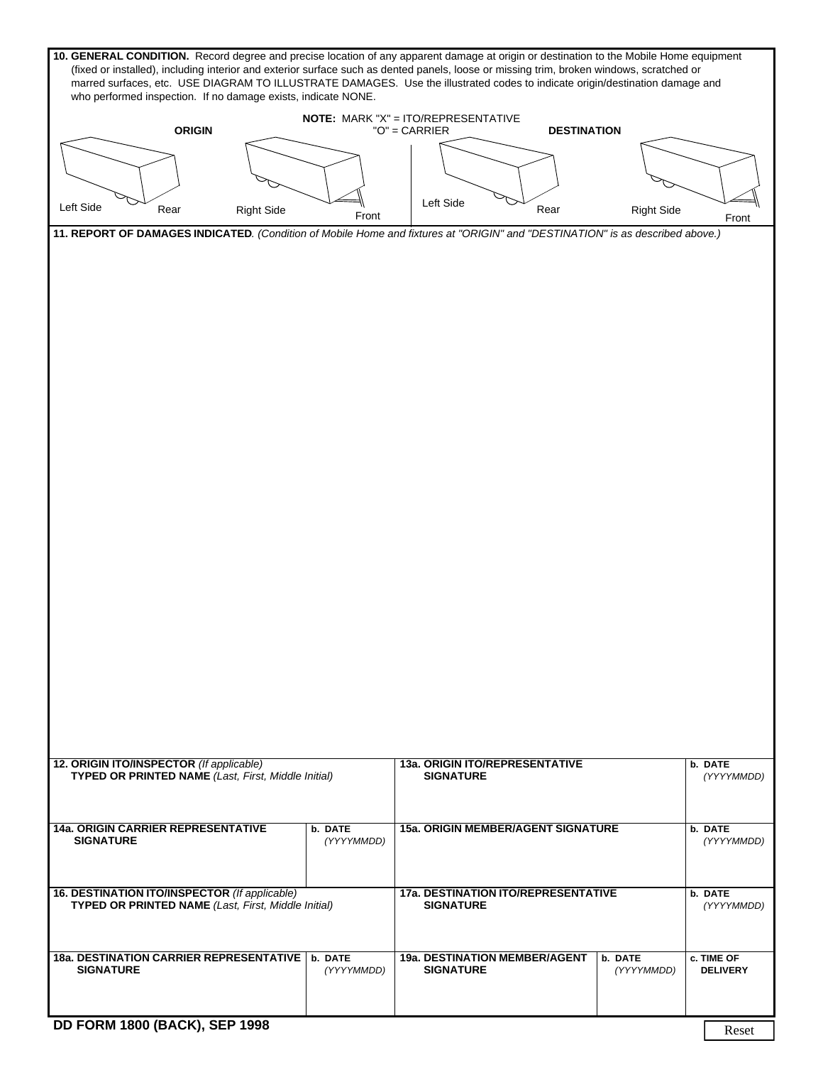**10. GENERAL CONDITION.** Record degree and precise location of any apparent damage at origin or destination to the Mobile Home equipment (fixed or installed), including interior and exterior surface such as dented panels, loose or missing trim, broken windows, scratched or marred surfaces, etc. USE DIAGRAM TO ILLUSTRATE DAMAGES. Use the illustrated codes to indicate origin/destination damage and who performed inspection. If no damage exists, indicate NONE.

**NOTE:** MARK "X" = ITO/REPRESENTATIVE
"O" = CARRIER

**ORIGIN**

Left Side
Rear
Right Side
Front

**DESTINATION**

Left Side
Rear
Right Side
Front

**11. REPORT OF DAMAGES INDICATED**. *(Condition of Mobile Home and fixtures at "ORIGIN" and "DESTINATION" is as described above.)*

| | | | | |
|---|---|---|---|---|
| **12. ORIGIN ITO/INSPECTOR** *(If applicable)* **TYPED OR PRINTED NAME** *(Last, First, Middle Initial)* | | **13a. ORIGIN ITO/REPRESENTATIVE SIGNATURE** | | **b. DATE** *(YYYYMMDD)* |
| **14a. ORIGIN CARRIER REPRESENTATIVE SIGNATURE** | **b. DATE** *(YYYYMMDD)* | **15a. ORIGIN MEMBER/AGENT SIGNATURE** | | **b. DATE** *(YYYYMMDD)* |
| **16. DESTINATION ITO/INSPECTOR** *(If applicable)* **TYPED OR PRINTED NAME** *(Last, First, Middle Initial)* | | **17a. DESTINATION ITO/REPRESENTATIVE SIGNATURE** | | **b. DATE** *(YYYYMMDD)* |
| **18a. DESTINATION CARRIER REPRESENTATIVE SIGNATURE** | **b. DATE** *(YYYYMMDD)* | **19a. DESTINATION MEMBER/AGENT SIGNATURE** | **b. DATE** *(YYYYMMDD)* | **c. TIME OF DELIVERY** |

**DD FORM 1800 (BACK), SEP 1998**

Reset